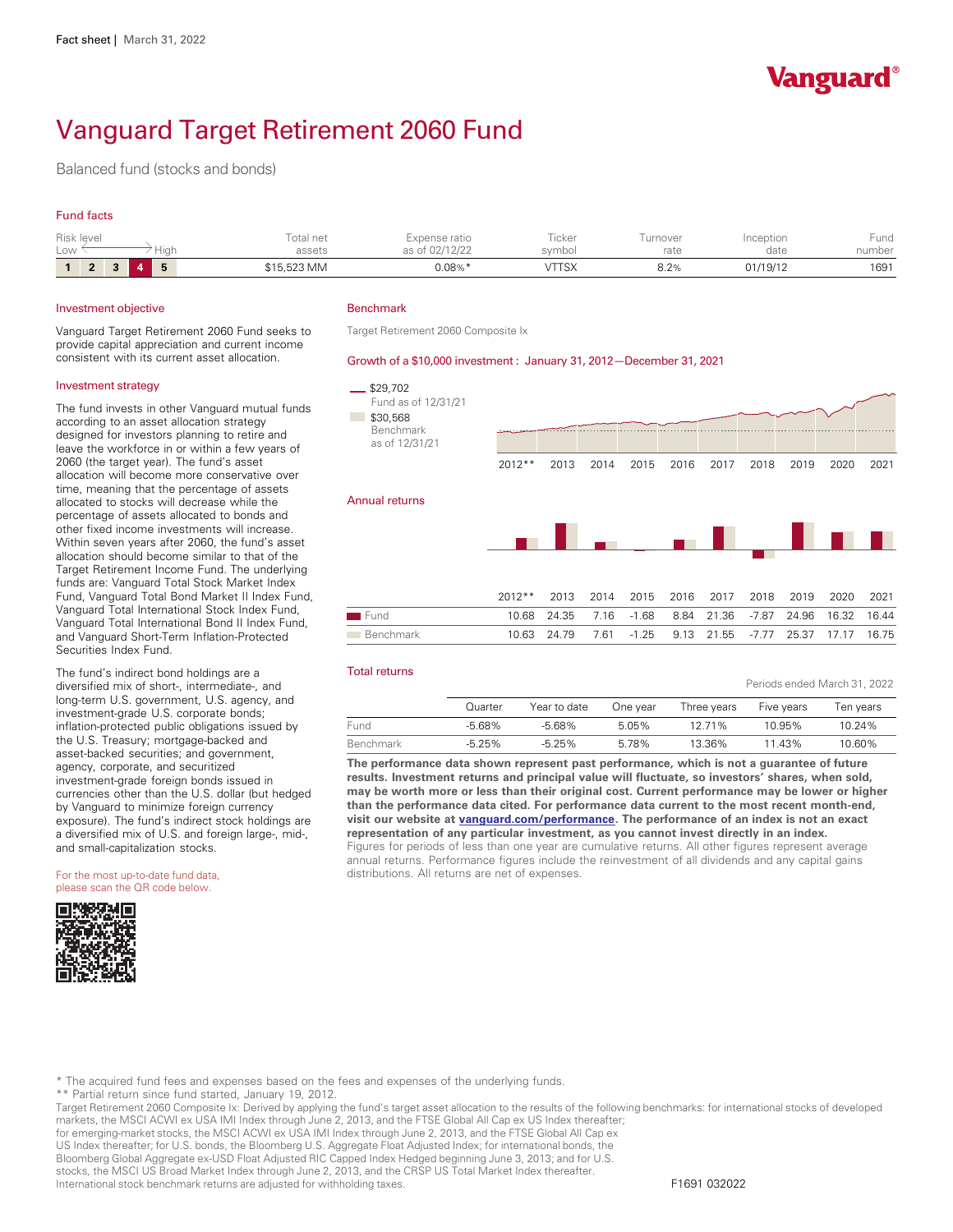Fact sheet | March 31, 2022

Vanguard®

# Vanguard Target Retirement 2060 Fund

Balanced fund (stocks and bonds)

## Fund facts

| Risk level Low → High | Total net assets | Expense ratio as of 02/12/22 | Ticker symbol | Turnover rate | Inception date | Fund number |
|---|---|---|---|---|---|---|
| 1 2 3 **4** 5 | $15,523 MM | 0.08%* | VTTSX | 8.2% | 01/19/12 | 1691 |

## Investment objective

Vanguard Target Retirement 2060 Fund seeks to provide capital appreciation and current income consistent with its current asset allocation.

## Investment strategy

The fund invests in other Vanguard mutual funds according to an asset allocation strategy designed for investors planning to retire and leave the workforce in or within a few years of 2060 (the target year). The fund's asset allocation will become more conservative over time, meaning that the percentage of assets allocated to stocks will decrease while the percentage of assets allocated to bonds and other fixed income investments will increase. Within seven years after 2060, the fund's asset allocation should become similar to that of the Target Retirement Income Fund. The underlying funds are: Vanguard Total Stock Market Index Fund, Vanguard Total Bond Market II Index Fund, Vanguard Total International Stock Index Fund, Vanguard Total International Bond II Index Fund, and Vanguard Short-Term Inflation-Protected Securities Index Fund.

The fund's indirect bond holdings are a diversified mix of short-, intermediate-, and long-term U.S. government, U.S. agency, and investment-grade U.S. corporate bonds; inflation-protected public obligations issued by the U.S. Treasury; mortgage-backed and asset-backed securities; and government, agency, corporate, and securitized investment-grade foreign bonds issued in currencies other than the U.S. dollar (but hedged by Vanguard to minimize foreign currency exposure). The fund's indirect stock holdings are a diversified mix of U.S. and foreign large-, mid-, and small-capitalization stocks.

For the most up-to-date fund data, please scan the QR code below.

## Benchmark

Target Retirement 2060 Composite Ix

## Growth of a $10,000 investment : January 31, 2012—December 31, 2021

$29,702 Fund as of 12/31/21

$30,568 Benchmark as of 12/31/21

## Annual returns

| | 2012** | 2013 | 2014 | 2015 | 2016 | 2017 | 2018 | 2019 | 2020 | 2021 |
|---|---|---|---|---|---|---|---|---|---|---|
| Fund | 10.68 | 24.35 | 7.16 | -1.68 | 8.84 | 21.36 | -7.87 | 24.96 | 16.32 | 16.44 |
| Benchmark | 10.63 | 24.79 | 7.61 | -1.25 | 9.13 | 21.55 | -7.77 | 25.37 | 17.17 | 16.75 |

## Total returns

Periods ended March 31, 2022

| | Quarter | Year to date | One year | Three years | Five years | Ten years |
|---|---|---|---|---|---|---|
| Fund | -5.68% | -5.68% | 5.05% | 12.71% | 10.95% | 10.24% |
| Benchmark | -5.25% | -5.25% | 5.78% | 13.36% | 11.43% | 10.60% |

**The performance data shown represent past performance, which is not a guarantee of future results. Investment returns and principal value will fluctuate, so investors' shares, when sold, may be worth more or less than their original cost. Current performance may be lower or higher than the performance data cited. For performance data current to the most recent month-end, visit our website at vanguard.com/performance. The performance of an index is not an exact representation of any particular investment, as you cannot invest directly in an index.**
Figures for periods of less than one year are cumulative returns. All other figures represent average annual returns. Performance figures include the reinvestment of all dividends and any capital gains distributions. All returns are net of expenses.

\* The acquired fund fees and expenses based on the fees and expenses of the underlying funds.
\*\* Partial return since fund started, January 19, 2012.
Target Retirement 2060 Composite Ix: Derived by applying the fund's target asset allocation to the results of the following benchmarks: for international stocks of developed markets, the MSCI ACWI ex USA IMI Index through June 2, 2013, and the FTSE Global All Cap ex US Index thereafter; for emerging-market stocks, the MSCI ACWI ex USA IMI Index through June 2, 2013, and the FTSE Global All Cap ex US Index thereafter; for U.S. bonds, the Bloomberg U.S. Aggregate Float Adjusted Index; for international bonds, the Bloomberg Global Aggregate ex-USD Float Adjusted RIC Capped Index Hedged beginning June 3, 2013; and for U.S. stocks, the MSCI US Broad Market Index through June 2, 2013, and the CRSP US Total Market Index thereafter. International stock benchmark returns are adjusted for withholding taxes.

F1691 032022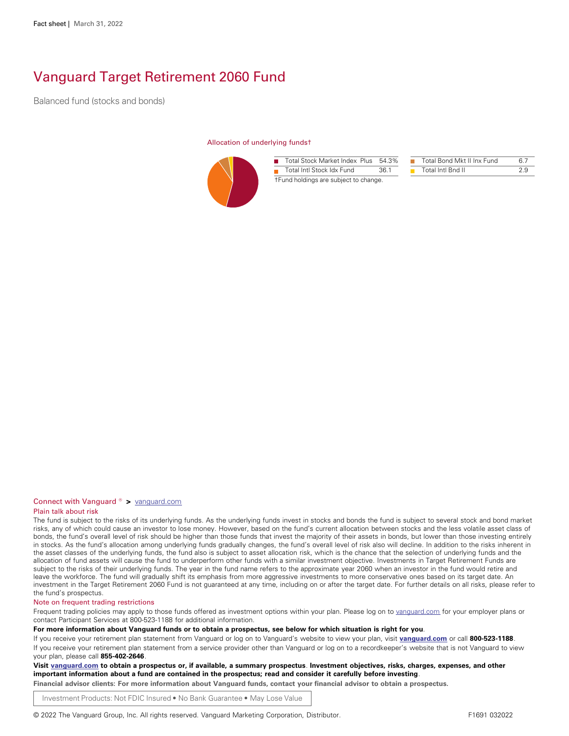Fact sheet | March 31, 2022

# Vanguard Target Retirement 2060 Fund

Balanced fund (stocks and bonds)

## Allocation of underlying funds†

| | | | |
|---|---|---|---|
| Total Stock Market Index Plus | 54.3% | Total Bond Mkt II Inx Fund | 6.7 |
| Total Intl Stock Idx Fund | 36.1 | Total Intl Bnd II | 2.9 |

†Fund holdings are subject to change.

Connect with Vanguard ® > vanguard.com

### Plain talk about risk

The fund is subject to the risks of its underlying funds. As the underlying funds invest in stocks and bonds the fund is subject to several stock and bond market risks, any of which could cause an investor to lose money. However, based on the fund's current allocation between stocks and the less volatile asset class of bonds, the fund's overall level of risk should be higher than those funds that invest the majority of their assets in bonds, but lower than those investing entirely in stocks. As the fund's allocation among underlying funds gradually changes, the fund's overall level of risk also will decline. In addition to the risks inherent in the asset classes of the underlying funds, the fund also is subject to asset allocation risk, which is the chance that the selection of underlying funds and the allocation of fund assets will cause the fund to underperform other funds with a similar investment objective. Investments in Target Retirement Funds are subject to the risks of their underlying funds. The year in the fund name refers to the approximate year 2060 when an investor in the fund would retire and leave the workforce. The fund will gradually shift its emphasis from more aggressive investments to more conservative ones based on its target date. An investment in the Target Retirement 2060 Fund is not guaranteed at any time, including on or after the target date. For further details on all risks, please refer to the fund's prospectus.

### Note on frequent trading restrictions

Frequent trading policies may apply to those funds offered as investment options within your plan. Please log on to vanguard.com for your employer plans or contact Participant Services at 800-523-1188 for additional information.

**For more information about Vanguard funds or to obtain a prospectus, see below for which situation is right for you**.

If you receive your retirement plan statement from Vanguard or log on to Vanguard's website to view your plan, visit **vanguard.com** or call **800-523-1188**.

If you receive your retirement plan statement from a service provider other than Vanguard or log on to a recordkeeper's website that is not Vanguard to view your plan, please call **855-402-2646**.

**Visit vanguard.com to obtain a prospectus or, if available, a summary prospectus**. **Investment objectives, risks, charges, expenses, and other important information about a fund are contained in the prospectus; read and consider it carefully before investing**.

**Financial advisor clients: For more information about Vanguard funds, contact your financial advisor to obtain a prospectus.**

Investment Products: Not FDIC Insured • No Bank Guarantee • May Lose Value

© 2022 The Vanguard Group, Inc. All rights reserved. Vanguard Marketing Corporation, Distributor.

F1691 032022